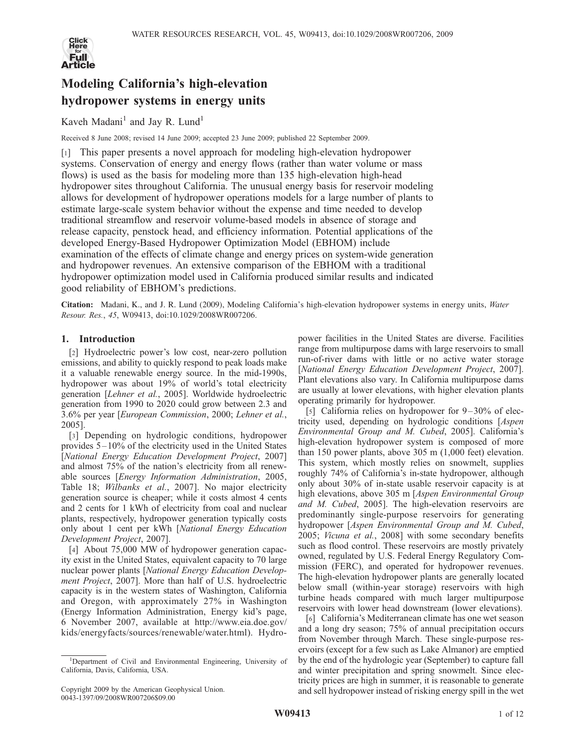# Modeling California's high-elevation hydropower systems in energy units

Kaveh Madani[1] and Jay R. Lund[1]

Received 8 June 2008; revised 14 June 2009; accepted 23 June 2009; published 22 September 2009.

[1] This paper presents a novel approach for modeling high-elevation hydropower systems. Conservation of energy and energy flows (rather than water volume or mass flows) is used as the basis for modeling more than 135 high-elevation high-head hydropower sites throughout California. The unusual energy basis for reservoir modeling allows for development of hydropower operations models for a large number of plants to estimate large-scale system behavior without the expense and time needed to develop traditional streamflow and reservoir volume-based models in absence of storage and release capacity, penstock head, and efficiency information. Potential applications of the developed Energy-Based Hydropower Optimization Model (EBHOM) include examination of the effects of climate change and energy prices on system-wide generation and hydropower revenues. An extensive comparison of the EBHOM with a traditional hydropower optimization model used in California produced similar results and indicated good reliability of EBHOM's predictions.

**Citation:** Madani, K., and J. R. Lund (2009), Modeling California's high-elevation hydropower systems in energy units, *Water Resour. Res.*, *45*, W09413, doi:10.1029/2008WR007206.

## 1. Introduction

[2] Hydroelectric power's low cost, near-zero pollution emissions, and ability to quickly respond to peak loads make it a valuable renewable energy source. In the mid-1990s, hydropower was about 19% of world's total electricity generation [*Lehner et al.*, 2005]. Worldwide hydroelectric generation from 1990 to 2020 could grow between 2.3 and 3.6% per year [*European Commission*, 2000; *Lehner et al.*, 2005].

[3] Depending on hydrologic conditions, hydropower provides 5–10% of the electricity used in the United States [*National Energy Education Development Project*, 2007] and almost 75% of the nation's electricity from all renewable sources [*Energy Information Administration*, 2005, Table 18; *Wilbanks et al.*, 2007]. No major electricity generation source is cheaper; while it costs almost 4 cents and 2 cents for 1 kWh of electricity from coal and nuclear plants, respectively, hydropower generation typically costs only about 1 cent per kWh [*National Energy Education Development Project*, 2007].

[4] About 75,000 MW of hydropower generation capacity exist in the United States, equivalent capacity to 70 large nuclear power plants [*National Energy Education Development Project*, 2007]. More than half of U.S. hydroelectric capacity is in the western states of Washington, California and Oregon, with approximately 27% in Washington (Energy Information Administration, Energy kid's page, 6 November 2007, available at http://www.eia.doe.gov/kids/energyfacts/sources/renewable/water.html). Hydropower facilities in the United States are diverse. Facilities range from multipurpose dams with large reservoirs to small run-of-river dams with little or no active water storage [*National Energy Education Development Project*, 2007]. Plant elevations also vary. In California multipurpose dams are usually at lower elevations, with higher elevation plants operating primarily for hydropower.

[5] California relies on hydropower for 9–30% of electricity used, depending on hydrologic conditions [*Aspen Environmental Group and M. Cubed*, 2005]. California's high-elevation hydropower system is composed of more than 150 power plants, above 305 m (1,000 feet) elevation. This system, which mostly relies on snowmelt, supplies roughly 74% of California's in-state hydropower, although only about 30% of in-state usable reservoir capacity is at high elevations, above 305 m [*Aspen Environmental Group and M. Cubed*, 2005]. The high-elevation reservoirs are predominantly single-purpose reservoirs for generating hydropower [*Aspen Environmental Group and M. Cubed*, 2005; *Vicuna et al.*, 2008] with some secondary benefits such as flood control. These reservoirs are mostly privately owned, regulated by U.S. Federal Energy Regulatory Commission (FERC), and operated for hydropower revenues. The high-elevation hydropower plants are generally located below small (within-year storage) reservoirs with high turbine heads compared with much larger multipurpose reservoirs with lower head downstream (lower elevations).

[6] California's Mediterranean climate has one wet season and a long dry season; 75% of annual precipitation occurs from November through March. These single-purpose reservoirs (except for a few such as Lake Almanor) are emptied by the end of the hydrologic year (September) to capture fall and winter precipitation and spring snowmelt. Since electricity prices are high in summer, it is reasonable to generate and sell hydropower instead of risking energy spill in the wet

[1]Department of Civil and Environmental Engineering, University of California, Davis, California, USA.

Copyright 2009 by the American Geophysical Union.
0043-1397/09/2008WR007206$09.00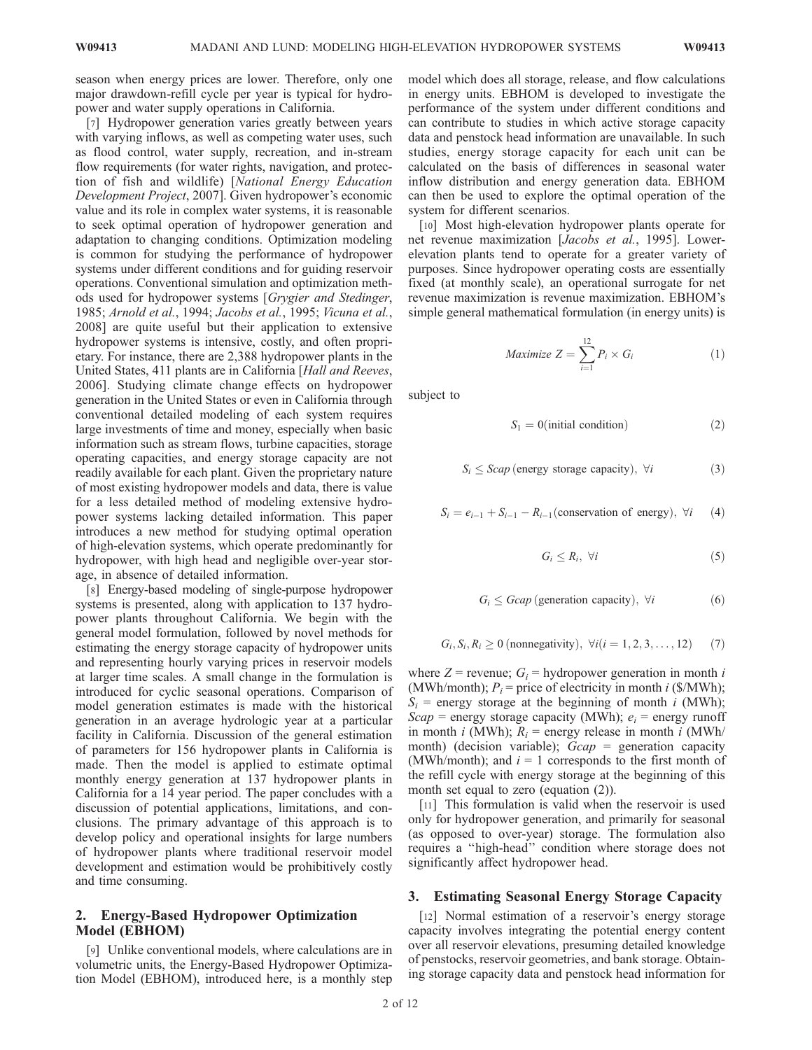season when energy prices are lower. Therefore, only one major drawdown-refill cycle per year is typical for hydropower and water supply operations in California.

[7] Hydropower generation varies greatly between years with varying inflows, as well as competing water uses, such as flood control, water supply, recreation, and in-stream flow requirements (for water rights, navigation, and protection of fish and wildlife) [*National Energy Education Development Project*, 2007]. Given hydropower's economic value and its role in complex water systems, it is reasonable to seek optimal operation of hydropower generation and adaptation to changing conditions. Optimization modeling is common for studying the performance of hydropower systems under different conditions and for guiding reservoir operations. Conventional simulation and optimization methods used for hydropower systems [*Grygier and Stedinger*, 1985; *Arnold et al.*, 1994; *Jacobs et al.*, 1995; *Vicuna et al.*, 2008] are quite useful but their application to extensive hydropower systems is intensive, costly, and often proprietary. For instance, there are 2,388 hydropower plants in the United States, 411 plants are in California [*Hall and Reeves*, 2006]. Studying climate change effects on hydropower generation in the United States or even in California through conventional detailed modeling of each system requires large investments of time and money, especially when basic information such as stream flows, turbine capacities, storage operating capacities, and energy storage capacity are not readily available for each plant. Given the proprietary nature of most existing hydropower models and data, there is value for a less detailed method of modeling extensive hydropower systems lacking detailed information. This paper introduces a new method for studying optimal operation of high-elevation systems, which operate predominantly for hydropower, with high head and negligible over-year storage, in absence of detailed information.

[8] Energy-based modeling of single-purpose hydropower systems is presented, along with application to 137 hydropower plants throughout California. We begin with the general model formulation, followed by novel methods for estimating the energy storage capacity of hydropower units and representing hourly varying prices in reservoir models at larger time scales. A small change in the formulation is introduced for cyclic seasonal operations. Comparison of model generation estimates is made with the historical generation in an average hydrologic year at a particular facility in California. Discussion of the general estimation of parameters for 156 hydropower plants in California is made. Then the model is applied to estimate optimal monthly energy generation at 137 hydropower plants in California for a 14 year period. The paper concludes with a discussion of potential applications, limitations, and conclusions. The primary advantage of this approach is to develop policy and operational insights for large numbers of hydropower plants where traditional reservoir model development and estimation would be prohibitively costly and time consuming.

## 2. Energy-Based Hydropower Optimization Model (EBHOM)

[9] Unlike conventional models, where calculations are in volumetric units, the Energy-Based Hydropower Optimization Model (EBHOM), introduced here, is a monthly step model which does all storage, release, and flow calculations in energy units. EBHOM is developed to investigate the performance of the system under different conditions and can contribute to studies in which active storage capacity data and penstock head information are unavailable. In such studies, energy storage capacity for each unit can be calculated on the basis of differences in seasonal water inflow distribution and energy generation data. EBHOM can then be used to explore the optimal operation of the system for different scenarios.

[10] Most high-elevation hydropower plants operate for net revenue maximization [*Jacobs et al.*, 1995]. Lower-elevation plants tend to operate for a greater variety of purposes. Since hydropower operating costs are essentially fixed (at monthly scale), an operational surrogate for net revenue maximization is revenue maximization. EBHOM's simple general mathematical formulation (in energy units) is

$$\text{Maximize } Z = \sum_{i=1}^{12} P_i \times G_i \tag{1}$$

subject to

$$S_1 = 0 \text{(initial condition)} \tag{2}$$

$$S_i \leq Scap \text{ (energy storage capacity)}, \ \forall i \tag{3}$$

$$S_i = e_{i-1} + S_{i-1} - R_{i-1} \text{(conservation of energy)}, \ \forall i \tag{4}$$

$$G_i \leq R_i, \ \forall i \tag{5}$$

$$G_i \leq Gcap \text{ (generation capacity)}, \ \forall i \tag{6}$$

$$G_i, S_i, R_i \geq 0 \text{ (nonnegativity)}, \ \forall i (i = 1, 2, 3, \ldots, 12) \tag{7}$$

where $Z$ = revenue; $G_i$ = hydropower generation in month $i$ (MWh/month); $P_i$ = price of electricity in month $i$ ($/MWh); $S_i$ = energy storage at the beginning of month $i$ (MWh); $Scap$ = energy storage capacity (MWh); $e_i$ = energy runoff in month $i$ (MWh); $R_i$ = energy release in month $i$ (MWh/month) (decision variable); $Gcap$ = generation capacity (MWh/month); and $i$ = 1 corresponds to the first month of the refill cycle with energy storage at the beginning of this month set equal to zero (equation (2)).

[11] This formulation is valid when the reservoir is used only for hydropower generation, and primarily for seasonal (as opposed to over-year) storage. The formulation also requires a "high-head" condition where storage does not significantly affect hydropower head.

## 3. Estimating Seasonal Energy Storage Capacity

[12] Normal estimation of a reservoir's energy storage capacity involves integrating the potential energy content over all reservoir elevations, presuming detailed knowledge of penstocks, reservoir geometries, and bank storage. Obtaining storage capacity data and penstock head information for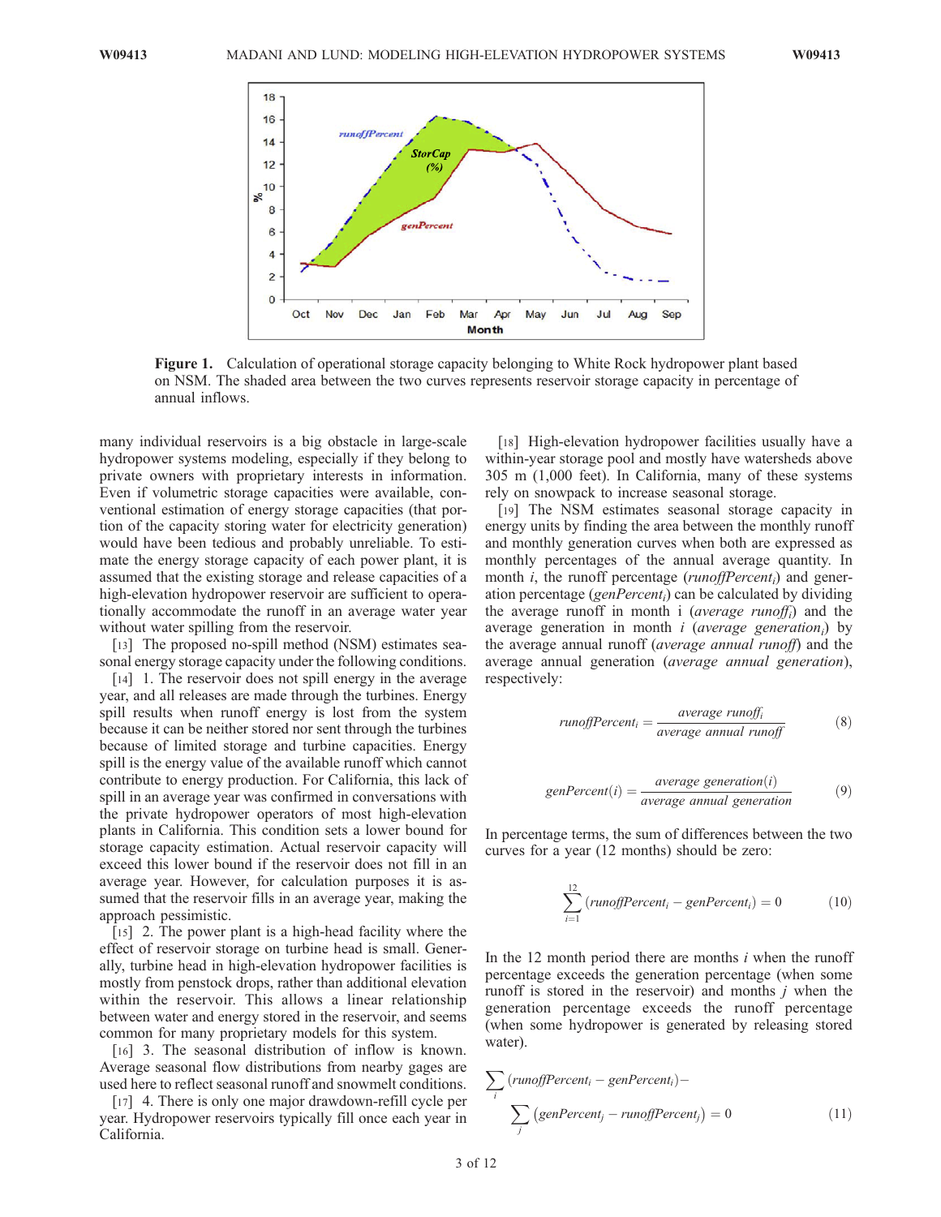Figure 1. Calculation of operational storage capacity belonging to White Rock hydropower plant based on NSM. The shaded area between the two curves represents reservoir storage capacity in percentage of annual inflows.

many individual reservoirs is a big obstacle in large-scale hydropower systems modeling, especially if they belong to private owners with proprietary interests in information. Even if volumetric storage capacities were available, conventional estimation of energy storage capacities (that portion of the capacity storing water for electricity generation) would have been tedious and probably unreliable. To estimate the energy storage capacity of each power plant, it is assumed that the existing storage and release capacities of a high-elevation hydropower reservoir are sufficient to operationally accommodate the runoff in an average water year without water spilling from the reservoir.

[13] The proposed no-spill method (NSM) estimates seasonal energy storage capacity under the following conditions.

[14] 1. The reservoir does not spill energy in the average year, and all releases are made through the turbines. Energy spill results when runoff energy is lost from the system because it can be neither stored nor sent through the turbines because of limited storage and turbine capacities. Energy spill is the energy value of the available runoff which cannot contribute to energy production. For California, this lack of spill in an average year was confirmed in conversations with the private hydropower operators of most high-elevation plants in California. This condition sets a lower bound for storage capacity estimation. Actual reservoir capacity will exceed this lower bound if the reservoir does not fill in an average year. However, for calculation purposes it is assumed that the reservoir fills in an average year, making the approach pessimistic.

[15] 2. The power plant is a high-head facility where the effect of reservoir storage on turbine head is small. Generally, turbine head in high-elevation hydropower facilities is mostly from penstock drops, rather than additional elevation within the reservoir. This allows a linear relationship between water and energy stored in the reservoir, and seems common for many proprietary models for this system.

[16] 3. The seasonal distribution of inflow is known. Average seasonal flow distributions from nearby gages are used here to reflect seasonal runoff and snowmelt conditions.

[17] 4. There is only one major drawdown-refill cycle per year. Hydropower reservoirs typically fill once each year in California.

[18] High-elevation hydropower facilities usually have a within-year storage pool and mostly have watersheds above 305 m (1,000 feet). In California, many of these systems rely on snowpack to increase seasonal storage.

[19] The NSM estimates seasonal storage capacity in energy units by finding the area between the monthly runoff and monthly generation curves when both are expressed as monthly percentages of the annual average quantity. In month $i$, the runoff percentage ($runoffPercent_i$) and generation percentage ($genPercent_i$) can be calculated by dividing the average runoff in month i ($average\ runoff_i$) and the average generation in month $i$ ($average\ generation_i$) by the average annual runoff (*average annual runoff*) and the average annual generation (*average annual generation*), respectively:

$$runoffPercent_i = \frac{average\ runoff_i}{average\ annual\ runoff} \tag{8}$$

$$genPercent(i) = \frac{average\ generation(i)}{average\ annual\ generation} \tag{9}$$

In percentage terms, the sum of differences between the two curves for a year (12 months) should be zero:

$$\sum_{i=1}^{12} (runoffPercent_i - genPercent_i) = 0 \tag{10}$$

In the 12 month period there are months $i$ when the runoff percentage exceeds the generation percentage (when some runoff is stored in the reservoir) and months $j$ when the generation percentage exceeds the runoff percentage (when some hydropower is generated by releasing stored water).

$$\sum_i (runoffPercent_i - genPercent_i) - \sum_j (genPercent_j - runoffPercent_j) = 0 \tag{11}$$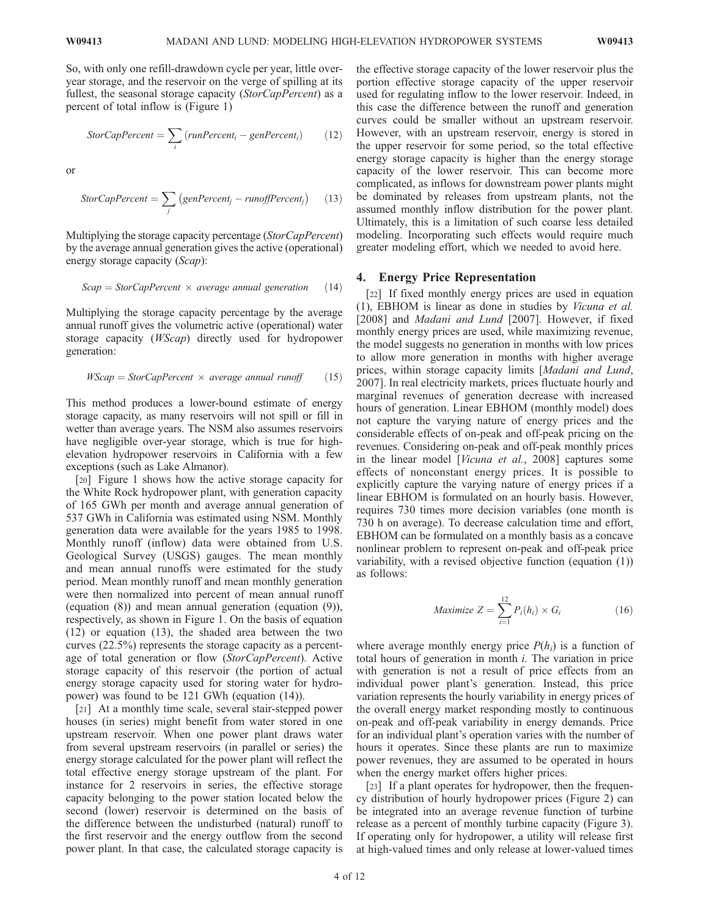So, with only one refill-drawdown cycle per year, little over-year storage, and the reservoir on the verge of spilling at its fullest, the seasonal storage capacity (*StorCapPercent*) as a percent of total inflow is (Figure 1)

$$StorCapPercent = \sum_{i} (runPercent_i - genPercent_i) \tag{12}$$

or

$$StorCapPercent = \sum_{j} \left(genPercent_j - runoffPercent_j\right) \tag{13}$$

Multiplying the storage capacity percentage (*StorCapPercent*) by the average annual generation gives the active (operational) energy storage capacity (*Scap*):

$$Scap = StorCapPercent \times average\ annual\ generation \tag{14}$$

Multiplying the storage capacity percentage by the average annual runoff gives the volumetric active (operational) water storage capacity (*WScap*) directly used for hydropower generation:

$$WScap = StorCapPercent \times average\ annual\ runoff \tag{15}$$

This method produces a lower-bound estimate of energy storage capacity, as many reservoirs will not spill or fill in wetter than average years. The NSM also assumes reservoirs have negligible over-year storage, which is true for high-elevation hydropower reservoirs in California with a few exceptions (such as Lake Almanor).

[20] Figure 1 shows how the active storage capacity for the White Rock hydropower plant, with generation capacity of 165 GWh per month and average annual generation of 537 GWh in California was estimated using NSM. Monthly generation data were available for the years 1985 to 1998. Monthly runoff (inflow) data were obtained from U.S. Geological Survey (USGS) gauges. The mean monthly and mean annual runoffs were estimated for the study period. Mean monthly runoff and mean monthly generation were then normalized into percent of mean annual runoff (equation (8)) and mean annual generation (equation (9)), respectively, as shown in Figure 1. On the basis of equation (12) or equation (13), the shaded area between the two curves (22.5%) represents the storage capacity as a percentage of total generation or flow (*StorCapPercent*). Active storage capacity of this reservoir (the portion of actual energy storage capacity used for storing water for hydropower) was found to be 121 GWh (equation (14)).

[21] At a monthly time scale, several stair-stepped power houses (in series) might benefit from water stored in one upstream reservoir. When one power plant draws water from several upstream reservoirs (in parallel or series) the energy storage calculated for the power plant will reflect the total effective energy storage upstream of the plant. For instance for 2 reservoirs in series, the effective storage capacity belonging to the power station located below the second (lower) reservoir is determined on the basis of the difference between the undisturbed (natural) runoff to the first reservoir and the energy outflow from the second power plant. In that case, the calculated storage capacity is the effective storage capacity of the lower reservoir plus the portion effective storage capacity of the upper reservoir used for regulating inflow to the lower reservoir. Indeed, in this case the difference between the runoff and generation curves could be smaller without an upstream reservoir. However, with an upstream reservoir, energy is stored in the upper reservoir for some period, so the total effective energy storage capacity is higher than the energy storage capacity of the lower reservoir. This can become more complicated, as inflows for downstream power plants might be dominated by releases from upstream plants, not the assumed monthly inflow distribution for the power plant. Ultimately, this is a limitation of such coarse less detailed modeling. Incorporating such effects would require much greater modeling effort, which we needed to avoid here.

## 4. Energy Price Representation

[22] If fixed monthly energy prices are used in equation (1), EBHOM is linear as done in studies by *Vicuna et al.* [2008] and *Madani and Lund* [2007]. However, if fixed monthly energy prices are used, while maximizing revenue, the model suggests no generation in months with low prices to allow more generation in months with higher average prices, within storage capacity limits [*Madani and Lund*, 2007]. In real electricity markets, prices fluctuate hourly and marginal revenues of generation decrease with increased hours of generation. Linear EBHOM (monthly model) does not capture the varying nature of energy prices and the considerable effects of on-peak and off-peak pricing on the revenues. Considering on-peak and off-peak monthly prices in the linear model [*Vicuna et al.*, 2008] captures some effects of nonconstant energy prices. It is possible to explicitly capture the varying nature of energy prices if a linear EBHOM is formulated on an hourly basis. However, requires 730 times more decision variables (one month is 730 h on average). To decrease calculation time and effort, EBHOM can be formulated on a monthly basis as a concave nonlinear problem to represent on-peak and off-peak price variability, with a revised objective function (equation (1)) as follows:

$$Maximize\ Z = \sum_{i=1}^{12} P_i(h_i) \times G_i \tag{16}$$

where average monthly energy price $P(h_i)$ is a function of total hours of generation in month $i$. The variation in price with generation is not a result of price effects from an individual power plant's generation. Instead, this price variation represents the hourly variability in energy prices of the overall energy market responding mostly to continuous on-peak and off-peak variability in energy demands. Price for an individual plant's operation varies with the number of hours it operates. Since these plants are run to maximize power revenues, they are assumed to be operated in hours when the energy market offers higher prices.

[23] If a plant operates for hydropower, then the frequency distribution of hourly hydropower prices (Figure 2) can be integrated into an average revenue function of turbine release as a percent of monthly turbine capacity (Figure 3). If operating only for hydropower, a utility will release first at high-valued times and only release at lower-valued times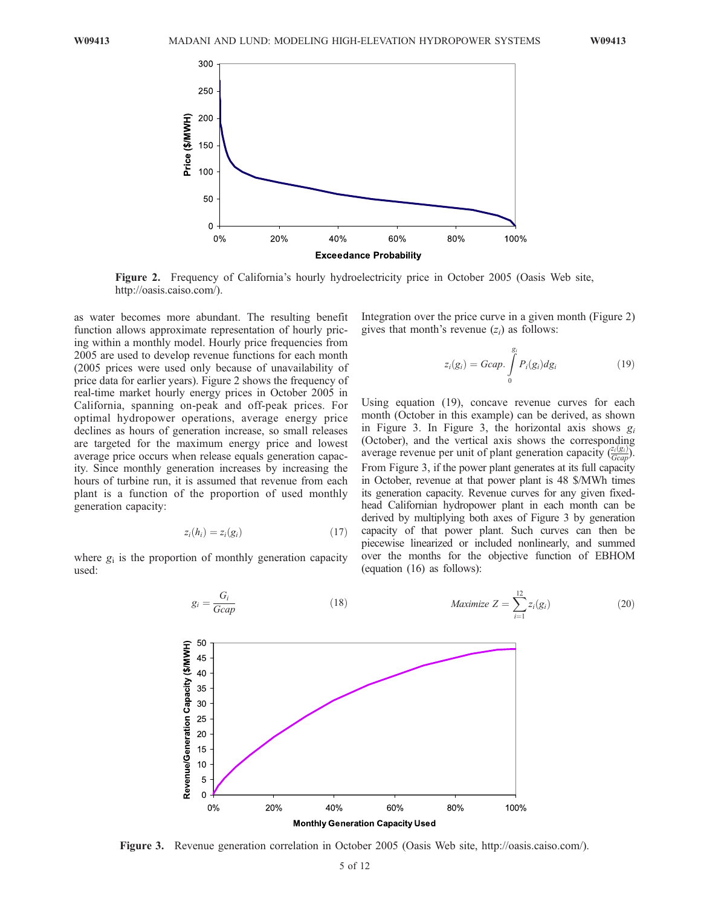Figure 2. Frequency of California's hourly hydroelectricity price in October 2005 (Oasis Web site, http://oasis.caiso.com/).

as water becomes more abundant. The resulting benefit function allows approximate representation of hourly pricing within a monthly model. Hourly price frequencies from 2005 are used to develop revenue functions for each month (2005 prices were used only because of unavailability of price data for earlier years). Figure 2 shows the frequency of real-time market hourly energy prices in October 2005 in California, spanning on-peak and off-peak prices. For optimal hydropower operations, average energy price declines as hours of generation increase, so small releases are targeted for the maximum energy price and lowest average price occurs when release equals generation capacity. Since monthly generation increases by increasing the hours of turbine run, it is assumed that revenue from each plant is a function of the proportion of used monthly generation capacity:

$$z_i(h_i) = z_i(g_i) \tag{17}$$

where $g_i$ is the proportion of monthly generation capacity used:

$$g_i = \frac{G_i}{Gcap} \tag{18}$$

Integration over the price curve in a given month (Figure 2) gives that month's revenue ($z_i$) as follows:

$$z_i(g_i) = Gcap. \int_0^{g_i} P_i(g_i) dg_i \tag{19}$$

Using equation (19), concave revenue curves for each month (October in this example) can be derived, as shown in Figure 3. In Figure 3, the horizontal axis shows $g_i$ (October), and the vertical axis shows the corresponding average revenue per unit of plant generation capacity ($\frac{z_i(g_i)}{Gcap}$). From Figure 3, if the power plant generates at its full capacity in October, revenue at that power plant is 48 \$/MWh times its generation capacity. Revenue curves for any given fixed-head Californian hydropower plant in each month can be derived by multiplying both axes of Figure 3 by generation capacity of that power plant. Such curves can then be piecewise linearized or included nonlinearly, and summed over the months for the objective function of EBHOM (equation (16) as follows):

$$Maximize\ Z = \sum_{i=1}^{12} z_i(g_i) \tag{20}$$

Figure 3. Revenue generation correlation in October 2005 (Oasis Web site, http://oasis.caiso.com/).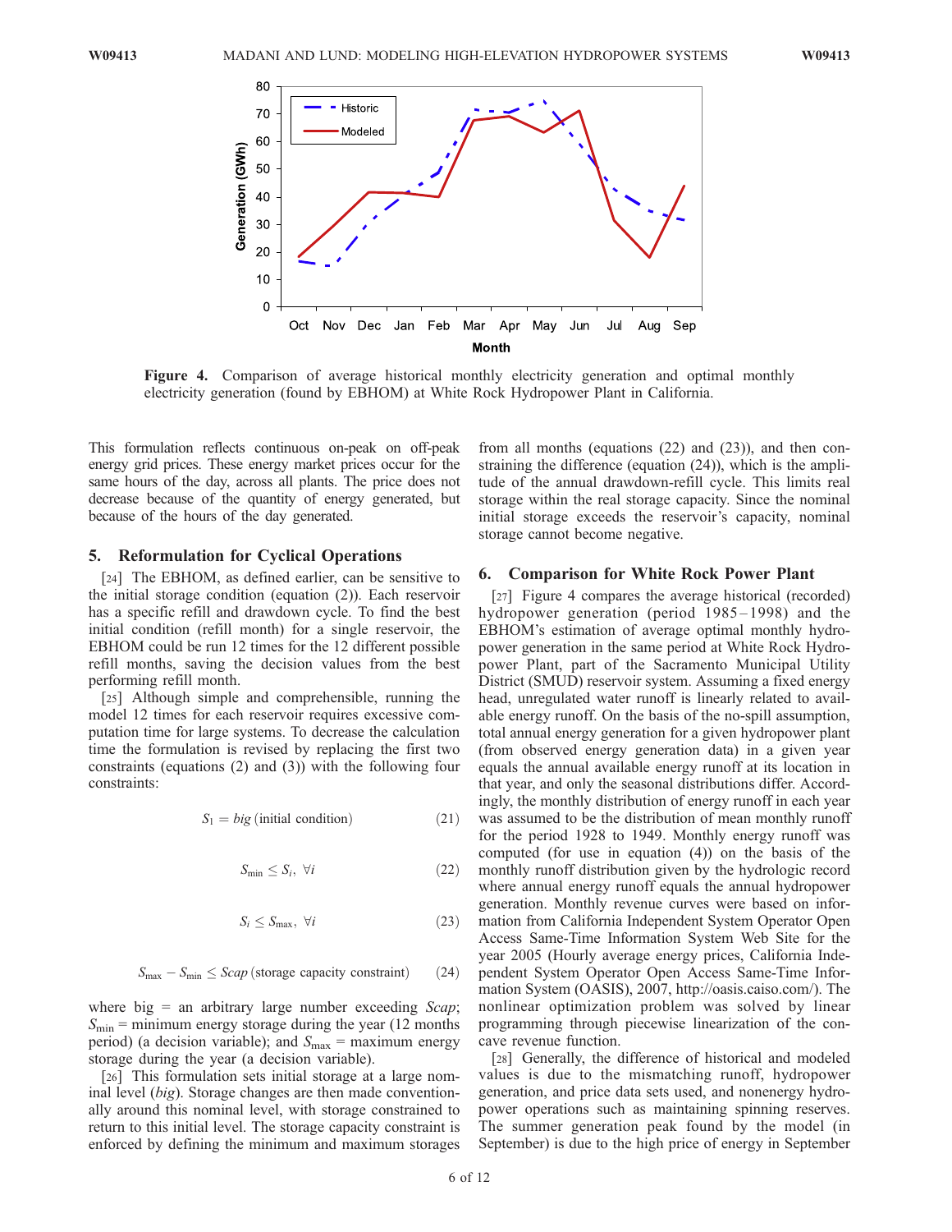**Figure 4.** Comparison of average historical monthly electricity generation and optimal monthly electricity generation (found by EBHOM) at White Rock Hydropower Plant in California.

This formulation reflects continuous on-peak on off-peak energy grid prices. These energy market prices occur for the same hours of the day, across all plants. The price does not decrease because of the quantity of energy generated, but because of the hours of the day generated.

## 5. Reformulation for Cyclical Operations

[24] The EBHOM, as defined earlier, can be sensitive to the initial storage condition (equation (2)). Each reservoir has a specific refill and drawdown cycle. To find the best initial condition (refill month) for a single reservoir, the EBHOM could be run 12 times for the 12 different possible refill months, saving the decision values from the best performing refill month.

[25] Although simple and comprehensible, running the model 12 times for each reservoir requires excessive computation time for large systems. To decrease the calculation time the formulation is revised by replacing the first two constraints (equations (2) and (3)) with the following four constraints:

$$S_1 = big \; (\text{initial condition}) \tag{21}$$

$$S_{\min} \leq S_i, \; \forall i \tag{22}$$

$$S_i \leq S_{\max}, \; \forall i \tag{23}$$

$$S_{\max} - S_{\min} \leq Scap \; (\text{storage capacity constraint}) \tag{24}$$

where big = an arbitrary large number exceeding *Scap*; $S_{\min}$ = minimum energy storage during the year (12 months period) (a decision variable); and $S_{\max}$ = maximum energy storage during the year (a decision variable).

[26] This formulation sets initial storage at a large nominal level (*big*). Storage changes are then made conventionally around this nominal level, with storage constrained to return to this initial level. The storage capacity constraint is enforced by defining the minimum and maximum storages from all months (equations (22) and (23)), and then constraining the difference (equation (24)), which is the amplitude of the annual drawdown-refill cycle. This limits real storage within the real storage capacity. Since the nominal initial storage exceeds the reservoir's capacity, nominal storage cannot become negative.

## 6. Comparison for White Rock Power Plant

[27] Figure 4 compares the average historical (recorded) hydropower generation (period 1985–1998) and the EBHOM's estimation of average optimal monthly hydropower generation in the same period at White Rock Hydropower Plant, part of the Sacramento Municipal Utility District (SMUD) reservoir system. Assuming a fixed energy head, unregulated water runoff is linearly related to available energy runoff. On the basis of the no-spill assumption, total annual energy generation for a given hydropower plant (from observed energy generation data) in a given year equals the annual available energy runoff at its location in that year, and only the seasonal distributions differ. Accordingly, the monthly distribution of energy runoff in each year was assumed to be the distribution of mean monthly runoff for the period 1928 to 1949. Monthly energy runoff was computed (for use in equation (4)) on the basis of the monthly runoff distribution given by the hydrologic record where annual energy runoff equals the annual hydropower generation. Monthly revenue curves were based on information from California Independent System Operator Open Access Same-Time Information System Web Site for the year 2005 (Hourly average energy prices, California Independent System Operator Open Access Same-Time Information System (OASIS), 2007, http://oasis.caiso.com/). The nonlinear optimization problem was solved by linear programming through piecewise linearization of the concave revenue function.

[28] Generally, the difference of historical and modeled values is due to the mismatching runoff, hydropower generation, and price data sets used, and nonenergy hydropower operations such as maintaining spinning reserves. The summer generation peak found by the model (in September) is due to the high price of energy in September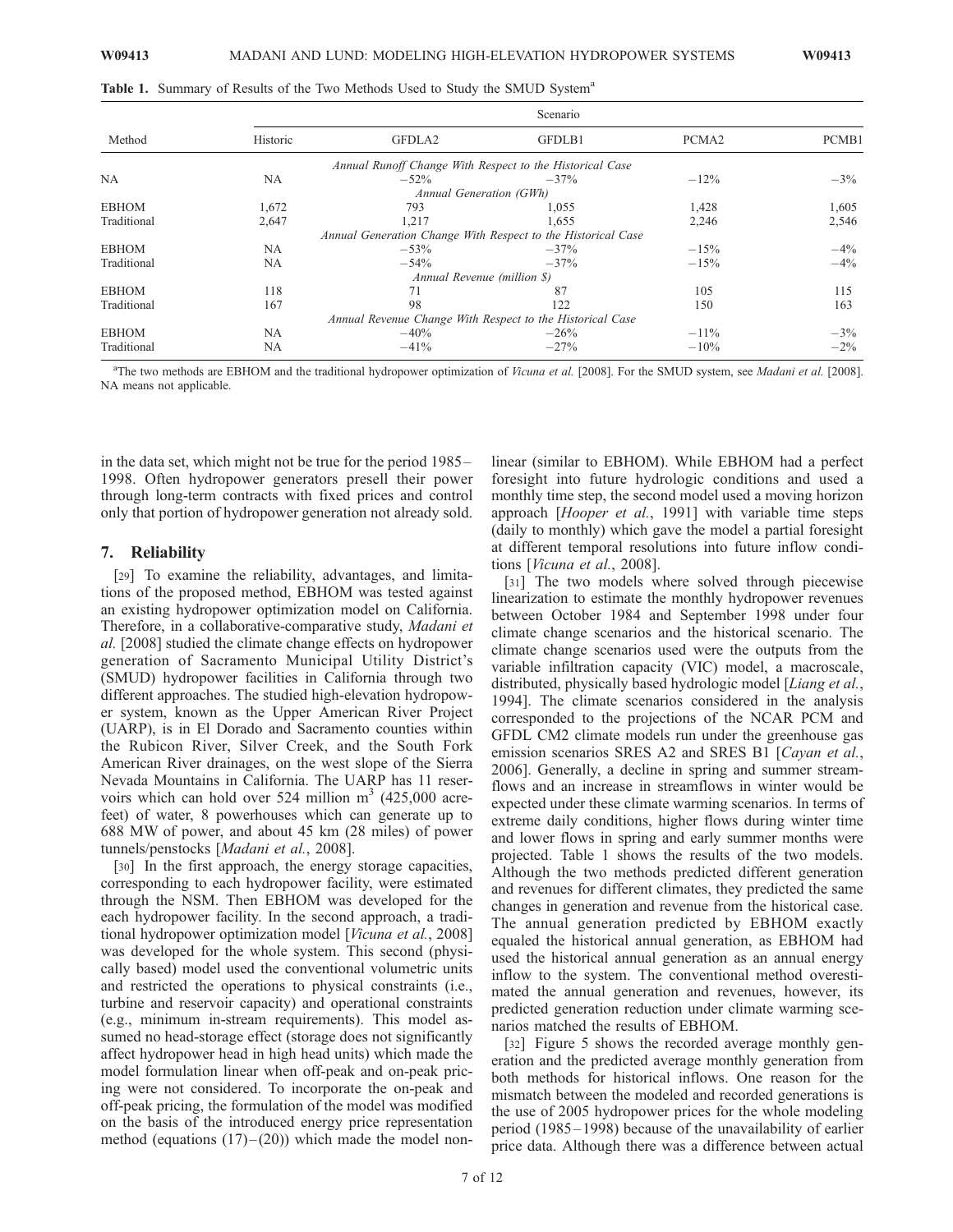**Table 1.** Summary of Results of the Two Methods Used to Study the SMUD System[a]

| Method | Scenario | | | | |
|---|---|---|---|---|---|
| | Historic | GFDLA2 | GFDLB1 | PCMA2 | PCMB1 |
| | | *Annual Runoff Change With Respect to the Historical Case* | | | |
| NA | NA | −52% | −37% | −12% | −3% |
| | | *Annual Generation (GWh)* | | | |
| EBHOM | 1,672 | 793 | 1,055 | 1,428 | 1,605 |
| Traditional | 2,647 | 1,217 | 1,655 | 2,246 | 2,546 |
| | | *Annual Generation Change With Respect to the Historical Case* | | | |
| EBHOM | NA | −53% | −37% | −15% | −4% |
| Traditional | NA | −54% | −37% | −15% | −4% |
| | | *Annual Revenue (million $)* | | | |
| EBHOM | 118 | 71 | 87 | 105 | 115 |
| Traditional | 167 | 98 | 122 | 150 | 163 |
| | | *Annual Revenue Change With Respect to the Historical Case* | | | |
| EBHOM | NA | −40% | −26% | −11% | −3% |
| Traditional | NA | −41% | −27% | −10% | −2% |

[a]The two methods are EBHOM and the traditional hydropower optimization of *Vicuna et al.* [2008]. For the SMUD system, see *Madani et al.* [2008]. NA means not applicable.

in the data set, which might not be true for the period 1985–1998. Often hydropower generators presell their power through long-term contracts with fixed prices and control only that portion of hydropower generation not already sold.

## 7. Reliability

[29] To examine the reliability, advantages, and limitations of the proposed method, EBHOM was tested against an existing hydropower optimization model on California. Therefore, in a collaborative-comparative study, *Madani et al.* [2008] studied the climate change effects on hydropower generation of Sacramento Municipal Utility District's (SMUD) hydropower facilities in California through two different approaches. The studied high-elevation hydropower system, known as the Upper American River Project (UARP), is in El Dorado and Sacramento counties within the Rubicon River, Silver Creek, and the South Fork American River drainages, on the west slope of the Sierra Nevada Mountains in California. The UARP has 11 reservoirs which can hold over 524 million $m^3$ (425,000 acre-feet) of water, 8 powerhouses which can generate up to 688 MW of power, and about 45 km (28 miles) of power tunnels/penstocks [*Madani et al.*, 2008].

[30] In the first approach, the energy storage capacities, corresponding to each hydropower facility, were estimated through the NSM. Then EBHOM was developed for the each hydropower facility. In the second approach, a traditional hydropower optimization model [*Vicuna et al.*, 2008] was developed for the whole system. This second (physically based) model used the conventional volumetric units and restricted the operations to physical constraints (i.e., turbine and reservoir capacity) and operational constraints (e.g., minimum in-stream requirements). This model assumed no head-storage effect (storage does not significantly affect hydropower head in high head units) which made the model formulation linear when off-peak and on-peak pricing were not considered. To incorporate the on-peak and off-peak pricing, the formulation of the model was modified on the basis of the introduced energy price representation method (equations (17)–(20)) which made the model nonlinear (similar to EBHOM). While EBHOM had a perfect foresight into future hydrologic conditions and used a monthly time step, the second model used a moving horizon approach [*Hooper et al.*, 1991] with variable time steps (daily to monthly) which gave the model a partial foresight at different temporal resolutions into future inflow conditions [*Vicuna et al.*, 2008].

[31] The two models where solved through piecewise linearization to estimate the monthly hydropower revenues between October 1984 and September 1998 under four climate change scenarios and the historical scenario. The climate change scenarios used were the outputs from the variable infiltration capacity (VIC) model, a macroscale, distributed, physically based hydrologic model [*Liang et al.*, 1994]. The climate scenarios considered in the analysis corresponded to the projections of the NCAR PCM and GFDL CM2 climate models run under the greenhouse gas emission scenarios SRES A2 and SRES B1 [*Cayan et al.*, 2006]. Generally, a decline in spring and summer streamflows and an increase in streamflows in winter would be expected under these climate warming scenarios. In terms of extreme daily conditions, higher flows during winter time and lower flows in spring and early summer months were projected. Table 1 shows the results of the two models. Although the two methods predicted different generation and revenues for different climates, they predicted the same changes in generation and revenue from the historical case. The annual generation predicted by EBHOM exactly equaled the historical annual generation, as EBHOM had used the historical annual generation as an annual energy inflow to the system. The conventional method overestimated the annual generation and revenues, however, its predicted generation reduction under climate warming scenarios matched the results of EBHOM.

[32] Figure 5 shows the recorded average monthly generation and the predicted average monthly generation from both methods for historical inflows. One reason for the mismatch between the modeled and recorded generations is the use of 2005 hydropower prices for the whole modeling period (1985–1998) because of the unavailability of earlier price data. Although there was a difference between actual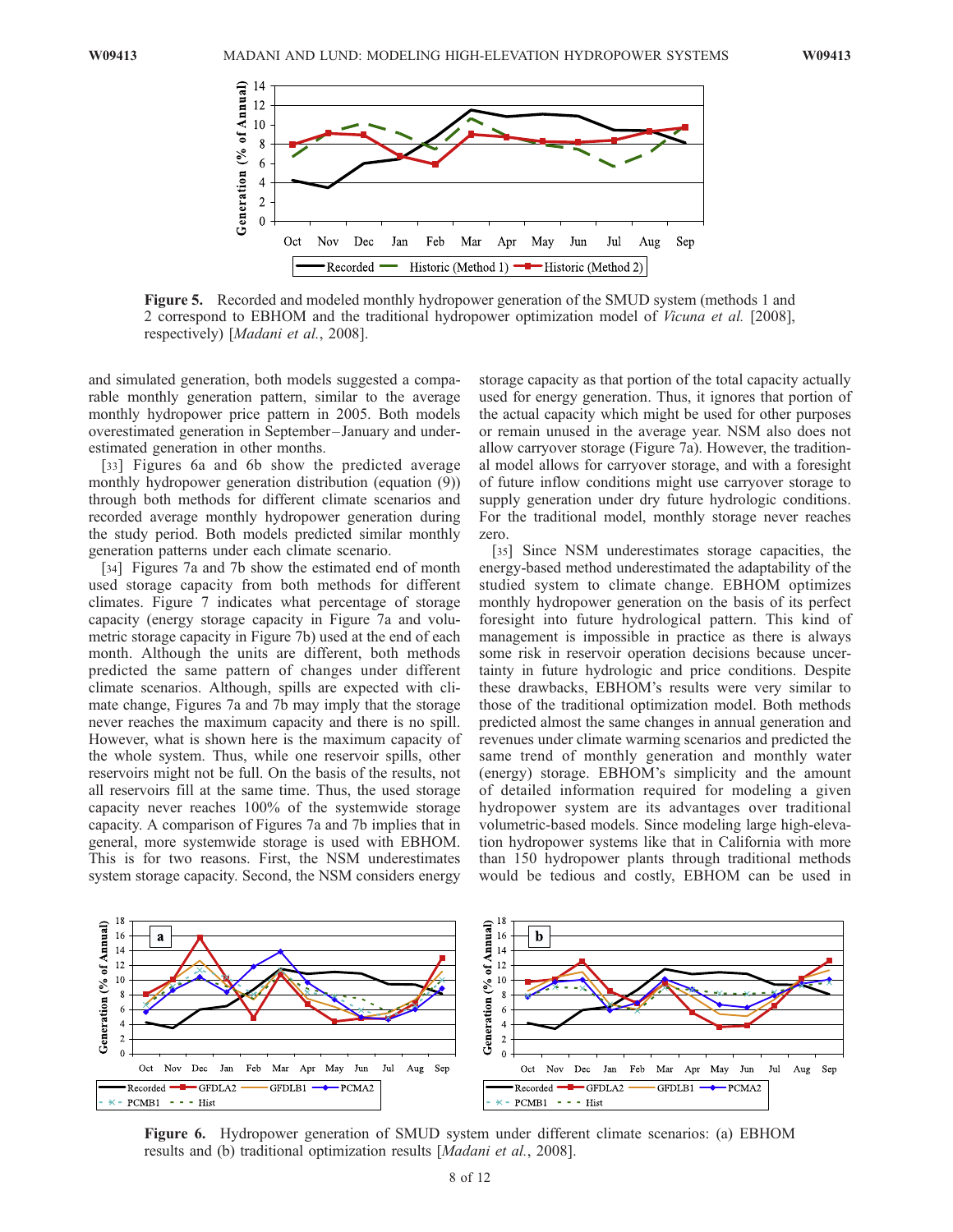Figure 5. Recorded and modeled monthly hydropower generation of the SMUD system (methods 1 and 2 correspond to EBHOM and the traditional hydropower optimization model of *Vicuna et al.* [2008], respectively) [*Madani et al.*, 2008].

and simulated generation, both models suggested a comparable monthly generation pattern, similar to the average monthly hydropower price pattern in 2005. Both models overestimated generation in September–January and underestimated generation in other months.

[33] Figures 6a and 6b show the predicted average monthly hydropower generation distribution (equation (9)) through both methods for different climate scenarios and recorded average monthly hydropower generation during the study period. Both models predicted similar monthly generation patterns under each climate scenario.

[34] Figures 7a and 7b show the estimated end of month used storage capacity from both methods for different climates. Figure 7 indicates what percentage of storage capacity (energy storage capacity in Figure 7a and volumetric storage capacity in Figure 7b) used at the end of each month. Although the units are different, both methods predicted the same pattern of changes under different climate scenarios. Although, spills are expected with climate change, Figures 7a and 7b may imply that the storage never reaches the maximum capacity and there is no spill. However, what is shown here is the maximum capacity of the whole system. Thus, while one reservoir spills, other reservoirs might not be full. On the basis of the results, not all reservoirs fill at the same time. Thus, the used storage capacity never reaches 100% of the systemwide storage capacity. A comparison of Figures 7a and 7b implies that in general, more systemwide storage is used with EBHOM. This is for two reasons. First, the NSM underestimates system storage capacity. Second, the NSM considers energy storage capacity as that portion of the total capacity actually used for energy generation. Thus, it ignores that portion of the actual capacity which might be used for other purposes or remain unused in the average year. NSM also does not allow carryover storage (Figure 7a). However, the traditional model allows for carryover storage, and with a foresight of future inflow conditions might use carryover storage to supply generation under dry future hydrologic conditions. For the traditional model, monthly storage never reaches zero.

[35] Since NSM underestimates storage capacities, the energy-based method underestimated the adaptability of the studied system to climate change. EBHOM optimizes monthly hydropower generation on the basis of its perfect foresight into future hydrological pattern. This kind of management is impossible in practice as there is always some risk in reservoir operation decisions because uncertainty in future hydrologic and price conditions. Despite these drawbacks, EBHOM's results were very similar to those of the traditional optimization model. Both methods predicted almost the same changes in annual generation and revenues under climate warming scenarios and predicted the same trend of monthly generation and monthly water (energy) storage. EBHOM's simplicity and the amount of detailed information required for modeling a given hydropower system are its advantages over traditional volumetric-based models. Since modeling large high-elevation hydropower systems like that in California with more than 150 hydropower plants through traditional methods would be tedious and costly, EBHOM can be used in

Figure 6. Hydropower generation of SMUD system under different climate scenarios: (a) EBHOM results and (b) traditional optimization results [*Madani et al.*, 2008].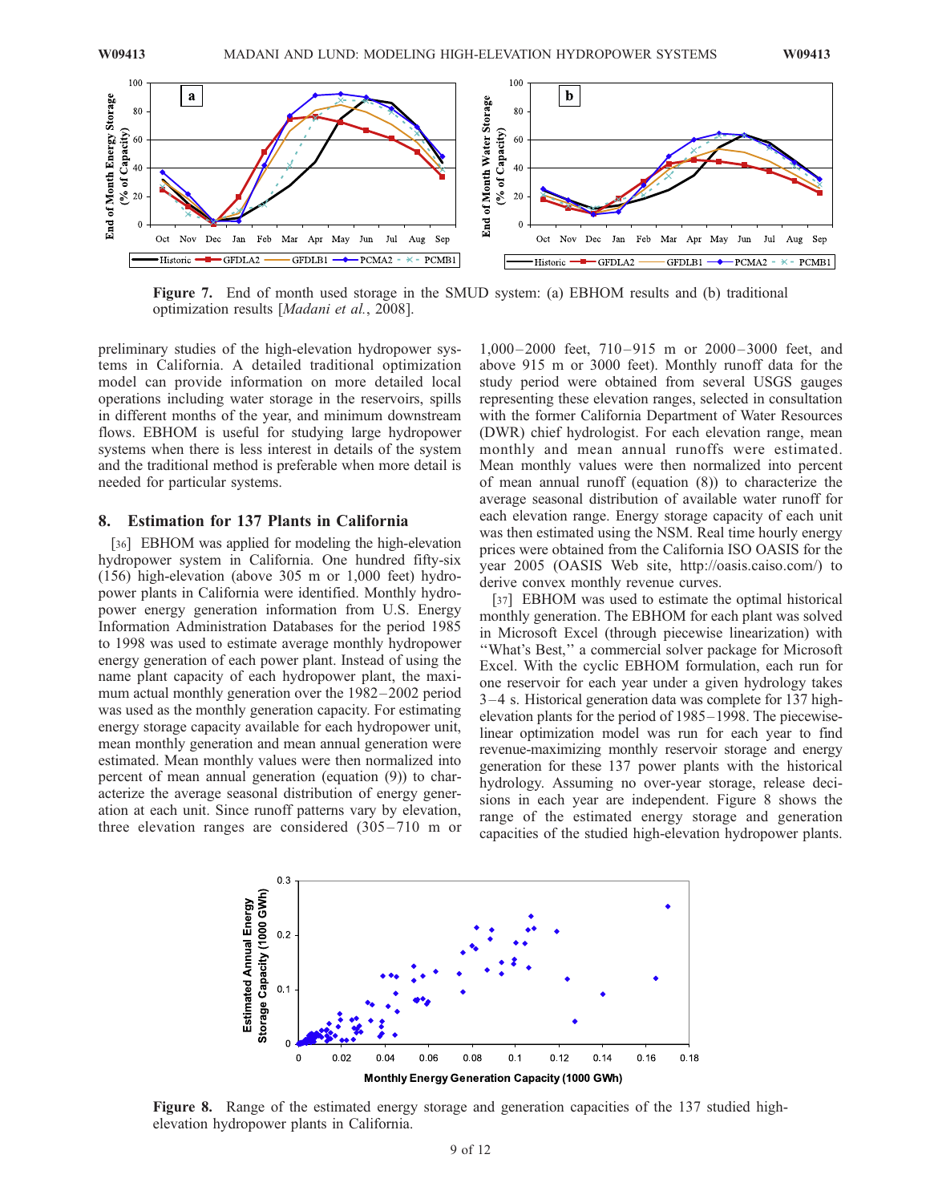Figure 7. End of month used storage in the SMUD system: (a) EBHOM results and (b) traditional optimization results [*Madani et al.*, 2008].

preliminary studies of the high-elevation hydropower systems in California. A detailed traditional optimization model can provide information on more detailed local operations including water storage in the reservoirs, spills in different months of the year, and minimum downstream flows. EBHOM is useful for studying large hydropower systems when there is less interest in details of the system and the traditional method is preferable when more detail is needed for particular systems.

## 8. Estimation for 137 Plants in California

[36] EBHOM was applied for modeling the high-elevation hydropower system in California. One hundred fifty-six (156) high-elevation (above 305 m or 1,000 feet) hydropower plants in California were identified. Monthly hydropower energy generation information from U.S. Energy Information Administration Databases for the period 1985 to 1998 was used to estimate average monthly hydropower energy generation of each power plant. Instead of using the name plant capacity of each hydropower plant, the maximum actual monthly generation over the 1982–2002 period was used as the monthly generation capacity. For estimating energy storage capacity available for each hydropower unit, mean monthly generation and mean annual generation were estimated. Mean monthly values were then normalized into percent of mean annual generation (equation (9)) to characterize the average seasonal distribution of energy generation at each unit. Since runoff patterns vary by elevation, three elevation ranges are considered (305–710 m or 1,000–2000 feet, 710–915 m or 2000–3000 feet, and above 915 m or 3000 feet). Monthly runoff data for the study period were obtained from several USGS gauges representing these elevation ranges, selected in consultation with the former California Department of Water Resources (DWR) chief hydrologist. For each elevation range, mean monthly and mean annual runoffs were estimated. Mean monthly values were then normalized into percent of mean annual runoff (equation (8)) to characterize the average seasonal distribution of available water runoff for each elevation range. Energy storage capacity of each unit was then estimated using the NSM. Real time hourly energy prices were obtained from the California ISO OASIS for the year 2005 (OASIS Web site, http://oasis.caiso.com/) to derive convex monthly revenue curves.

[37] EBHOM was used to estimate the optimal historical monthly generation. The EBHOM for each plant was solved in Microsoft Excel (through piecewise linearization) with "What's Best," a commercial solver package for Microsoft Excel. With the cyclic EBHOM formulation, each run for one reservoir for each year under a given hydrology takes 3–4 s. Historical generation data was complete for 137 high-elevation plants for the period of 1985–1998. The piecewise-linear optimization model was run for each year to find revenue-maximizing monthly reservoir storage and energy generation for these 137 power plants with the historical hydrology. Assuming no over-year storage, release decisions in each year are independent. Figure 8 shows the range of the estimated energy storage and generation capacities of the studied high-elevation hydropower plants.

Figure 8. Range of the estimated energy storage and generation capacities of the 137 studied high-elevation hydropower plants in California.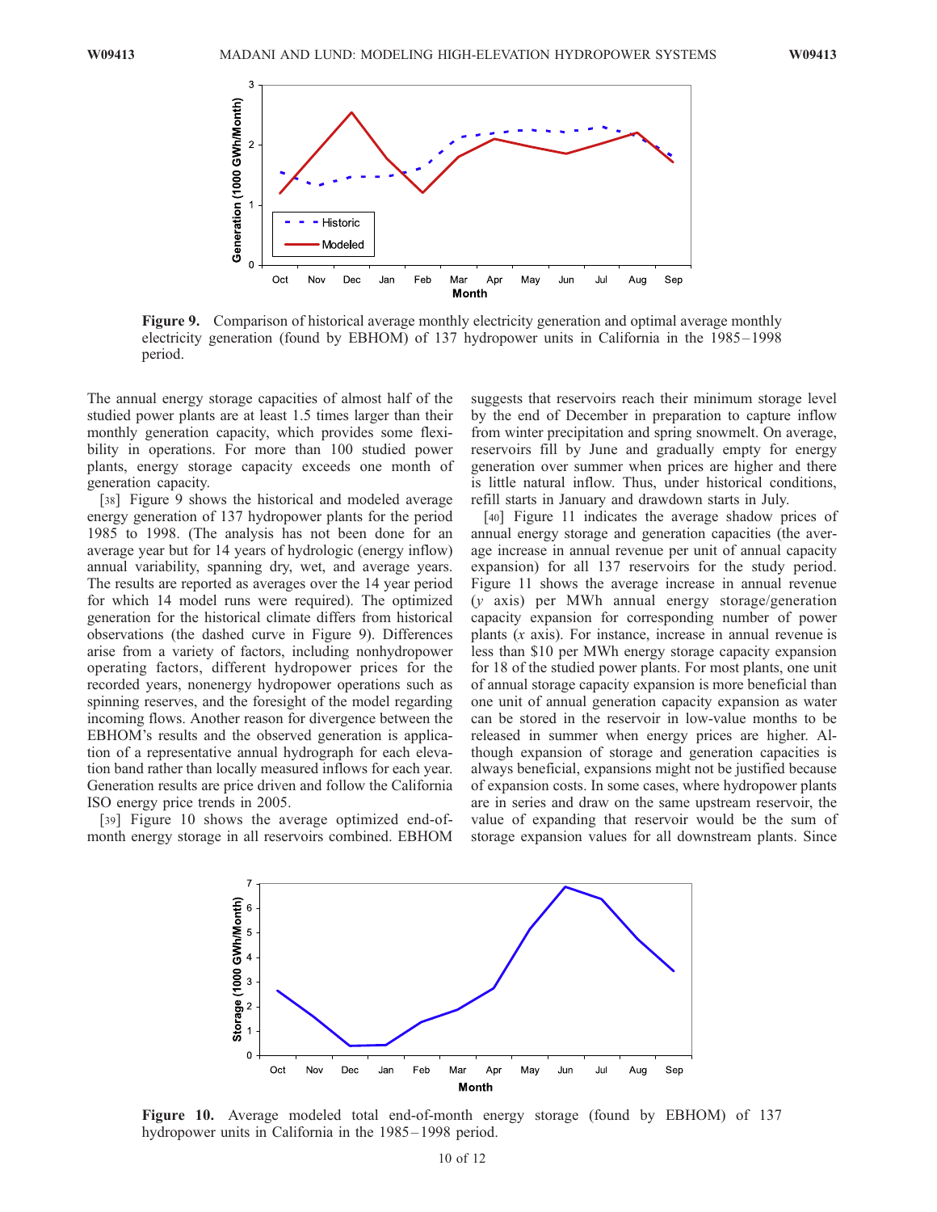Figure 9. Comparison of historical average monthly electricity generation and optimal average monthly electricity generation (found by EBHOM) of 137 hydropower units in California in the 1985–1998 period.

The annual energy storage capacities of almost half of the studied power plants are at least 1.5 times larger than their monthly generation capacity, which provides some flexibility in operations. For more than 100 studied power plants, energy storage capacity exceeds one month of generation capacity.

[38] Figure 9 shows the historical and modeled average energy generation of 137 hydropower plants for the period 1985 to 1998. (The analysis has not been done for an average year but for 14 years of hydrologic (energy inflow) annual variability, spanning dry, wet, and average years. The results are reported as averages over the 14 year period for which 14 model runs were required). The optimized generation for the historical climate differs from historical observations (the dashed curve in Figure 9). Differences arise from a variety of factors, including nonhydropower operating factors, different hydropower prices for the recorded years, nonenergy hydropower operations such as spinning reserves, and the foresight of the model regarding incoming flows. Another reason for divergence between the EBHOM's results and the observed generation is application of a representative annual hydrograph for each elevation band rather than locally measured inflows for each year. Generation results are price driven and follow the California ISO energy price trends in 2005.

[39] Figure 10 shows the average optimized end-of-month energy storage in all reservoirs combined. EBHOM suggests that reservoirs reach their minimum storage level by the end of December in preparation to capture inflow from winter precipitation and spring snowmelt. On average, reservoirs fill by June and gradually empty for energy generation over summer when prices are higher and there is little natural inflow. Thus, under historical conditions, refill starts in January and drawdown starts in July.

[40] Figure 11 indicates the average shadow prices of annual energy storage and generation capacities (the average increase in annual revenue per unit of annual capacity expansion) for all 137 reservoirs for the study period. Figure 11 shows the average increase in annual revenue ($y$ axis) per MWh annual energy storage/generation capacity expansion for corresponding number of power plants ($x$ axis). For instance, increase in annual revenue is less than \$10 per MWh energy storage capacity expansion for 18 of the studied power plants. For most plants, one unit of annual storage capacity expansion is more beneficial than one unit of annual generation capacity expansion as water can be stored in the reservoir in low-value months to be released in summer when energy prices are higher. Although expansion of storage and generation capacities is always beneficial, expansions might not be justified because of expansion costs. In some cases, where hydropower plants are in series and draw on the same upstream reservoir, the value of expanding that reservoir would be the sum of storage expansion values for all downstream plants. Since

Figure 10. Average modeled total end-of-month energy storage (found by EBHOM) of 137 hydropower units in California in the 1985–1998 period.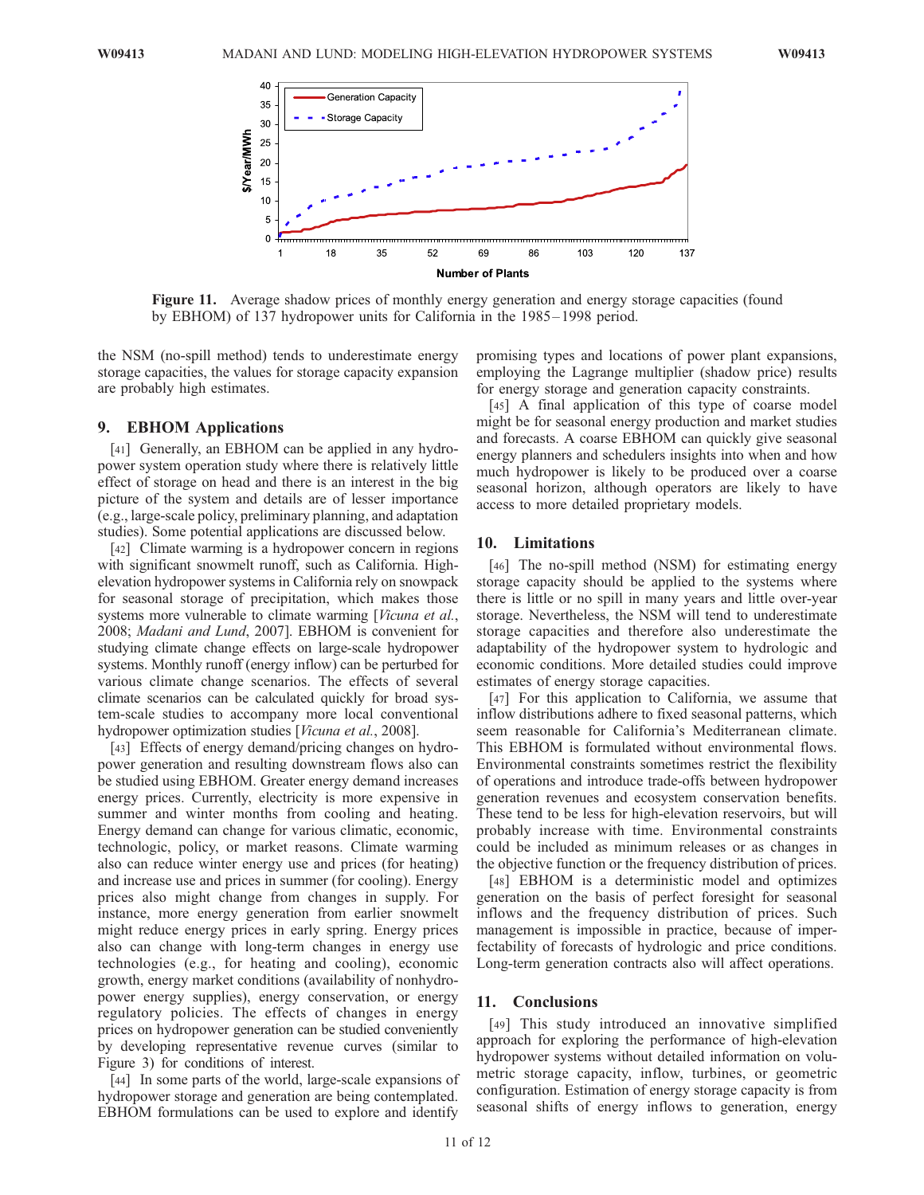**Figure 11.** Average shadow prices of monthly energy generation and energy storage capacities (found by EBHOM) of 137 hydropower units for California in the 1985–1998 period.

the NSM (no-spill method) tends to underestimate energy storage capacities, the values for storage capacity expansion are probably high estimates.

## 9. EBHOM Applications

[41] Generally, an EBHOM can be applied in any hydropower system operation study where there is relatively little effect of storage on head and there is an interest in the big picture of the system and details are of lesser importance (e.g., large-scale policy, preliminary planning, and adaptation studies). Some potential applications are discussed below.

[42] Climate warming is a hydropower concern in regions with significant snowmelt runoff, such as California. High-elevation hydropower systems in California rely on snowpack for seasonal storage of precipitation, which makes those systems more vulnerable to climate warming [*Vicuna et al.*, 2008; *Madani and Lund*, 2007]. EBHOM is convenient for studying climate change effects on large-scale hydropower systems. Monthly runoff (energy inflow) can be perturbed for various climate change scenarios. The effects of several climate scenarios can be calculated quickly for broad system-scale studies to accompany more local conventional hydropower optimization studies [*Vicuna et al.*, 2008].

[43] Effects of energy demand/pricing changes on hydropower generation and resulting downstream flows also can be studied using EBHOM. Greater energy demand increases energy prices. Currently, electricity is more expensive in summer and winter months from cooling and heating. Energy demand can change for various climatic, economic, technologic, policy, or market reasons. Climate warming also can reduce winter energy use and prices (for heating) and increase use and prices in summer (for cooling). Energy prices also might change from changes in supply. For instance, more energy generation from earlier snowmelt might reduce energy prices in early spring. Energy prices also can change with long-term changes in energy use technologies (e.g., for heating and cooling), economic growth, energy market conditions (availability of nonhydropower energy supplies), energy conservation, or energy regulatory policies. The effects of changes in energy prices on hydropower generation can be studied conveniently by developing representative revenue curves (similar to Figure 3) for conditions of interest.

[44] In some parts of the world, large-scale expansions of hydropower storage and generation are being contemplated. EBHOM formulations can be used to explore and identify promising types and locations of power plant expansions, employing the Lagrange multiplier (shadow price) results for energy storage and generation capacity constraints.

[45] A final application of this type of coarse model might be for seasonal energy production and market studies and forecasts. A coarse EBHOM can quickly give seasonal energy planners and schedulers insights into when and how much hydropower is likely to be produced over a coarse seasonal horizon, although operators are likely to have access to more detailed proprietary models.

## 10. Limitations

[46] The no-spill method (NSM) for estimating energy storage capacity should be applied to the systems where there is little or no spill in many years and little over-year storage. Nevertheless, the NSM will tend to underestimate storage capacities and therefore also underestimate the adaptability of the hydropower system to hydrologic and economic conditions. More detailed studies could improve estimates of energy storage capacities.

[47] For this application to California, we assume that inflow distributions adhere to fixed seasonal patterns, which seem reasonable for California's Mediterranean climate. This EBHOM is formulated without environmental flows. Environmental constraints sometimes restrict the flexibility of operations and introduce trade-offs between hydropower generation revenues and ecosystem conservation benefits. These tend to be less for high-elevation reservoirs, but will probably increase with time. Environmental constraints could be included as minimum releases or as changes in the objective function or the frequency distribution of prices.

[48] EBHOM is a deterministic model and optimizes generation on the basis of perfect foresight for seasonal inflows and the frequency distribution of prices. Such management is impossible in practice, because of imperfectability of forecasts of hydrologic and price conditions. Long-term generation contracts also will affect operations.

## 11. Conclusions

[49] This study introduced an innovative simplified approach for exploring the performance of high-elevation hydropower systems without detailed information on volumetric storage capacity, inflow, turbines, or geometric configuration. Estimation of energy storage capacity is from seasonal shifts of energy inflows to generation, energy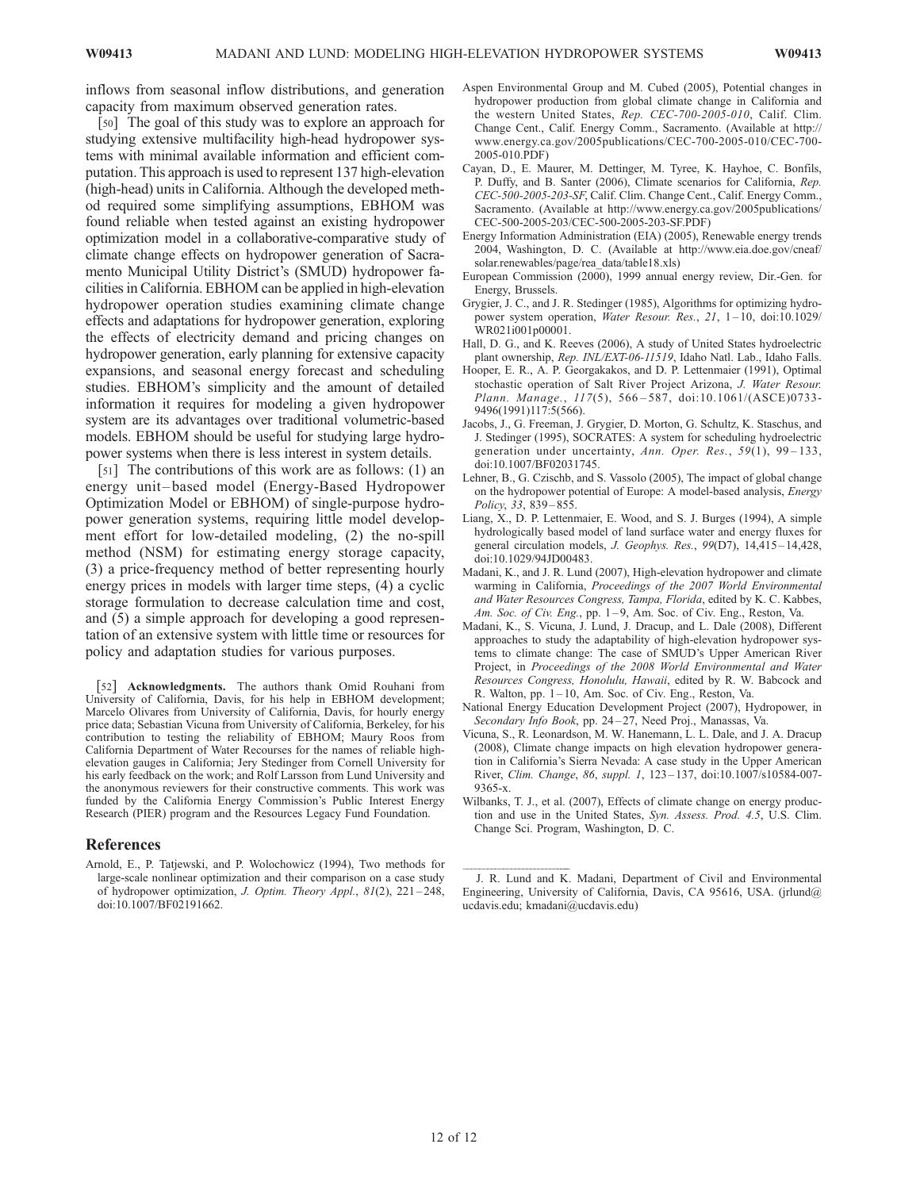inflows from seasonal inflow distributions, and generation capacity from maximum observed generation rates.

[50] The goal of this study was to explore an approach for studying extensive multifacility high-head hydropower systems with minimal available information and efficient computation. This approach is used to represent 137 high-elevation (high-head) units in California. Although the developed method required some simplifying assumptions, EBHOM was found reliable when tested against an existing hydropower optimization model in a collaborative-comparative study of climate change effects on hydropower generation of Sacramento Municipal Utility District's (SMUD) hydropower facilities in California. EBHOM can be applied in high-elevation hydropower operation studies examining climate change effects and adaptations for hydropower generation, exploring the effects of electricity demand and pricing changes on hydropower generation, early planning for extensive capacity expansions, and seasonal energy forecast and scheduling studies. EBHOM's simplicity and the amount of detailed information it requires for modeling a given hydropower system are its advantages over traditional volumetric-based models. EBHOM should be useful for studying large hydropower systems when there is less interest in system details.

[51] The contributions of this work are as follows: (1) an energy unit–based model (Energy-Based Hydropower Optimization Model or EBHOM) of single-purpose hydropower generation systems, requiring little model development effort for low-detailed modeling, (2) the no-spill method (NSM) for estimating energy storage capacity, (3) a price-frequency method of better representing hourly energy prices in models with larger time steps, (4) a cyclic storage formulation to decrease calculation time and cost, and (5) a simple approach for developing a good representation of an extensive system with little time or resources for policy and adaptation studies for various purposes.

[52] **Acknowledgments.** The authors thank Omid Rouhani from University of California, Davis, for his help in EBHOM development; Marcelo Olivares from University of California, Davis, for hourly energy price data; Sebastian Vicuna from University of California, Berkeley, for his contribution to testing the reliability of EBHOM; Maury Roos from California Department of Water Recourses for the names of reliable high-elevation gauges in California; Jery Stedinger from Cornell University for his early feedback on the work; and Rolf Larsson from Lund University and the anonymous reviewers for their constructive comments. This work was funded by the California Energy Commission's Public Interest Energy Research (PIER) program and the Resources Legacy Fund Foundation.

## References

Arnold, E., P. Tatjewski, and P. Wolochowicz (1994), Two methods for large-scale nonlinear optimization and their comparison on a case study of hydropower optimization, *J. Optim. Theory Appl.*, *81*(2), 221–248, doi:10.1007/BF02191662.

Aspen Environmental Group and M. Cubed (2005), Potential changes in hydropower production from global climate change in California and the western United States, *Rep. CEC-700-2005-010*, Calif. Clim. Change Cent., Calif. Energy Comm., Sacramento. (Available at http://www.energy.ca.gov/2005publications/CEC-700-2005-010/CEC-700-2005-010.PDF)

Cayan, D., E. Maurer, M. Dettinger, M. Tyree, K. Hayhoe, C. Bonfils, P. Duffy, and B. Santer (2006), Climate scenarios for California, *Rep. CEC-500-2005-203-SF*, Calif. Clim. Change Cent., Calif. Energy Comm., Sacramento. (Available at http://www.energy.ca.gov/2005publications/CEC-500-2005-203/CEC-500-2005-203-SF.PDF)

Energy Information Administration (EIA) (2005), Renewable energy trends 2004, Washington, D. C. (Available at http://www.eia.doe.gov/cneaf/solar.renewables/page/rea_data/table18.xls)

European Commission (2000), 1999 annual energy review, Dir.-Gen. for Energy, Brussels.

Grygier, J. C., and J. R. Stedinger (1985), Algorithms for optimizing hydropower system operation, *Water Resour. Res.*, *21*, 1–10, doi:10.1029/WR021i001p00001.

Hall, D. G., and K. Reeves (2006), A study of United States hydroelectric plant ownership, *Rep. INL/EXT-06-11519*, Idaho Natl. Lab., Idaho Falls.

Hooper, E. R., A. P. Georgakakos, and D. P. Lettenmaier (1991), Optimal stochastic operation of Salt River Project Arizona, *J. Water Resour. Plann. Manage.*, *117*(5), 566–587, doi:10.1061/(ASCE)0733-9496(1991)117:5(566).

Jacobs, J., G. Freeman, J. Grygier, D. Morton, G. Schultz, K. Staschus, and J. Stedinger (1995), SOCRATES: A system for scheduling hydroelectric generation under uncertainty, *Ann. Oper. Res.*, *59*(1), 99–133, doi:10.1007/BF02031745.

Lehner, B., G. Czischb, and S. Vassolo (2005), The impact of global change on the hydropower potential of Europe: A model-based analysis, *Energy Policy*, *33*, 839–855.

Liang, X., D. P. Lettenmaier, E. Wood, and S. J. Burges (1994), A simple hydrologically based model of land surface water and energy fluxes for general circulation models, *J. Geophys. Res.*, *99*(D7), 14,415–14,428, doi:10.1029/94JD00483.

Madani, K., and J. R. Lund (2007), High-elevation hydropower and climate warming in California, *Proceedings of the 2007 World Environmental and Water Resources Congress, Tampa, Florida*, edited by K. C. Kabbes, *Am. Soc. of Civ. Eng.*, pp. 1–9, Am. Soc. of Civ. Eng., Reston, Va.

Madani, K., S. Vicuna, J. Lund, J. Dracup, and L. Dale (2008), Different approaches to study the adaptability of high-elevation hydropower systems to climate change: The case of SMUD's Upper American River Project, in *Proceedings of the 2008 World Environmental and Water Resources Congress, Honolulu, Hawaii*, edited by R. W. Babcock and R. Walton, pp. 1–10, Am. Soc. of Civ. Eng., Reston, Va.

National Energy Education Development Project (2007), Hydropower, in *Secondary Info Book*, pp. 24–27, Need Proj., Manassas, Va.

Vicuna, S., R. Leonardson, M. W. Hanemann, L. L. Dale, and J. A. Dracup (2008), Climate change impacts on high elevation hydropower generation in California's Sierra Nevada: A case study in the Upper American River, *Clim. Change*, *86*, *suppl. 1*, 123–137, doi:10.1007/s10584-007-9365-x.

Wilbanks, T. J., et al. (2007), Effects of climate change on energy production and use in the United States, *Syn. Assess. Prod. 4.5*, U.S. Clim. Change Sci. Program, Washington, D. C.

---

J. R. Lund and K. Madani, Department of Civil and Environmental Engineering, University of California, Davis, CA 95616, USA. (jrlund@ucdavis.edu; kmadani@ucdavis.edu)